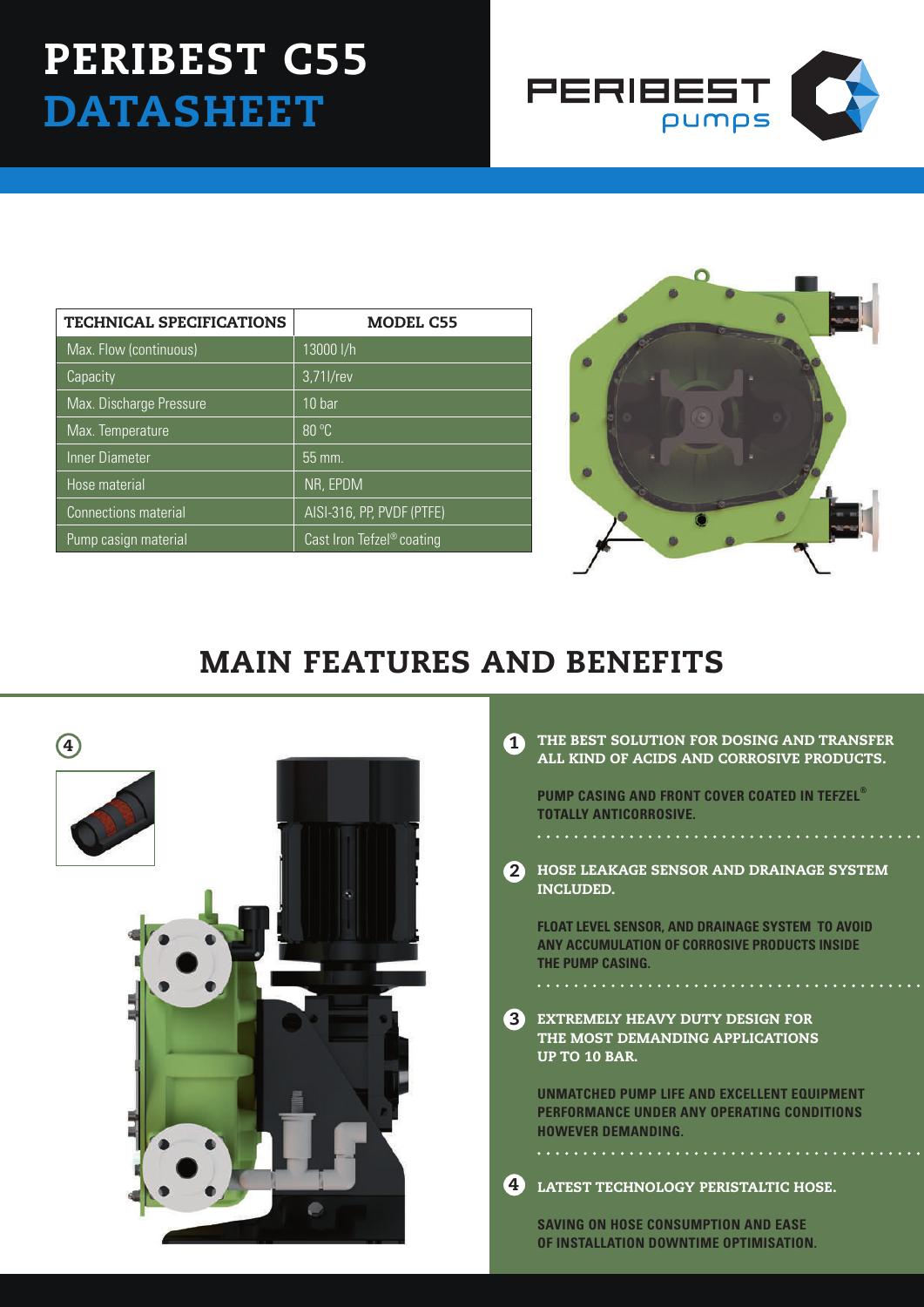# PERIBEST C55 DATASHEET

PERIBEST pumps

| TECHNICAL SPECIFICATIONS | MODEL C55 |
|---|---|
| Max. Flow (continuous) | 13000 l/h |
| Capacity | 3,71l/rev |
| Max. Discharge Pressure | 10 bar |
| Max. Temperature | 80 °C |
| Inner Diameter | 55 mm. |
| Hose material | NR, EPDM |
| Connections material | AISI-316, PP, PVDF (PTFE) |
| Pump casign material | Cast Iron Tefzel® coating |

## MAIN FEATURES AND BENEFITS

**1 THE BEST SOLUTION FOR DOSING AND TRANSFER ALL KIND OF ACIDS AND CORROSIVE PRODUCTS.**

PUMP CASING AND FRONT COVER COATED IN TEFZEL® TOTALLY ANTICORROSIVE.

**2 HOSE LEAKAGE SENSOR AND DRAINAGE SYSTEM INCLUDED.**

FLOAT LEVEL SENSOR, AND DRAINAGE SYSTEM TO AVOID ANY ACCUMULATION OF CORROSIVE PRODUCTS INSIDE THE PUMP CASING.

**3 EXTREMELY HEAVY DUTY DESIGN FOR THE MOST DEMANDING APPLICATIONS UP TO 10 BAR.**

UNMATCHED PUMP LIFE AND EXCELLENT EQUIPMENT PERFORMANCE UNDER ANY OPERATING CONDITIONS HOWEVER DEMANDING.

**4 LATEST TECHNOLOGY PERISTALTIC HOSE.**

SAVING ON HOSE CONSUMPTION AND EASE OF INSTALLATION DOWNTIME OPTIMISATION.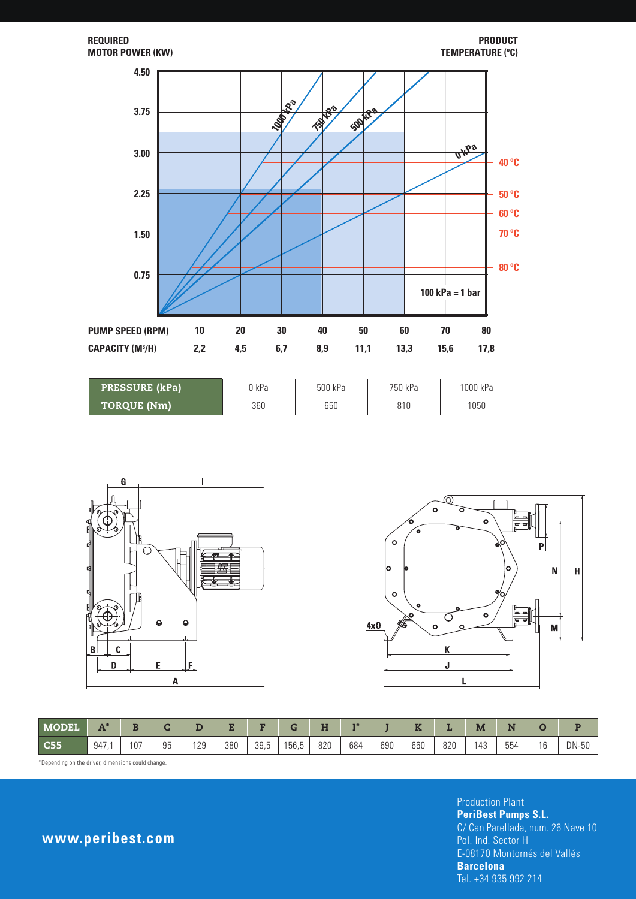REQUIRED MOTOR POWER (KW)

PRODUCT TEMPERATURE (°C)

4.50
3.75
3.00
2.25
1.50
0.75

1000 kPa
750 kPa
500 kPa
0 kPa

40 °C
50 °C
60 °C
70 °C
80 °C

100 kPa = 1 bar

PUMP SPEED (RPM) 10 20 30 40 50 60 70 80

CAPACITY (M³/H) 2,2 4,5 6,7 8,9 11,1 13,3 15,6 17,8

| PRESSURE (kPa) | 0 kPa | 500 kPa | 750 kPa | 1000 kPa |
|---|---|---|---|---|
| TORQUE (Nm) | 360 | 650 | 810 | 1050 |

G I B C D E F A

4xO K J L P N H M

| MODEL | A* | B | C | D | E | F | G | H | I* | J | K | L | M | N | O | P |
|---|---|---|---|---|---|---|---|---|---|---|---|---|---|---|---|---|
| C55 | 947,1 | 107 | 95 | 129 | 380 | 39,5 | 156,5 | 820 | 684 | 690 | 660 | 820 | 143 | 554 | 16 | DN-50 |

*Depending on the driver, dimensions could change.

**www.peribest.com**

Production Plant
**PeriBest Pumps S.L.**
C/ Can Parellada, num. 26 Nave 10
Pol. Ind. Sector H
E-08170 Montornés del Vallés
**Barcelona**
Tel. +34 935 992 214